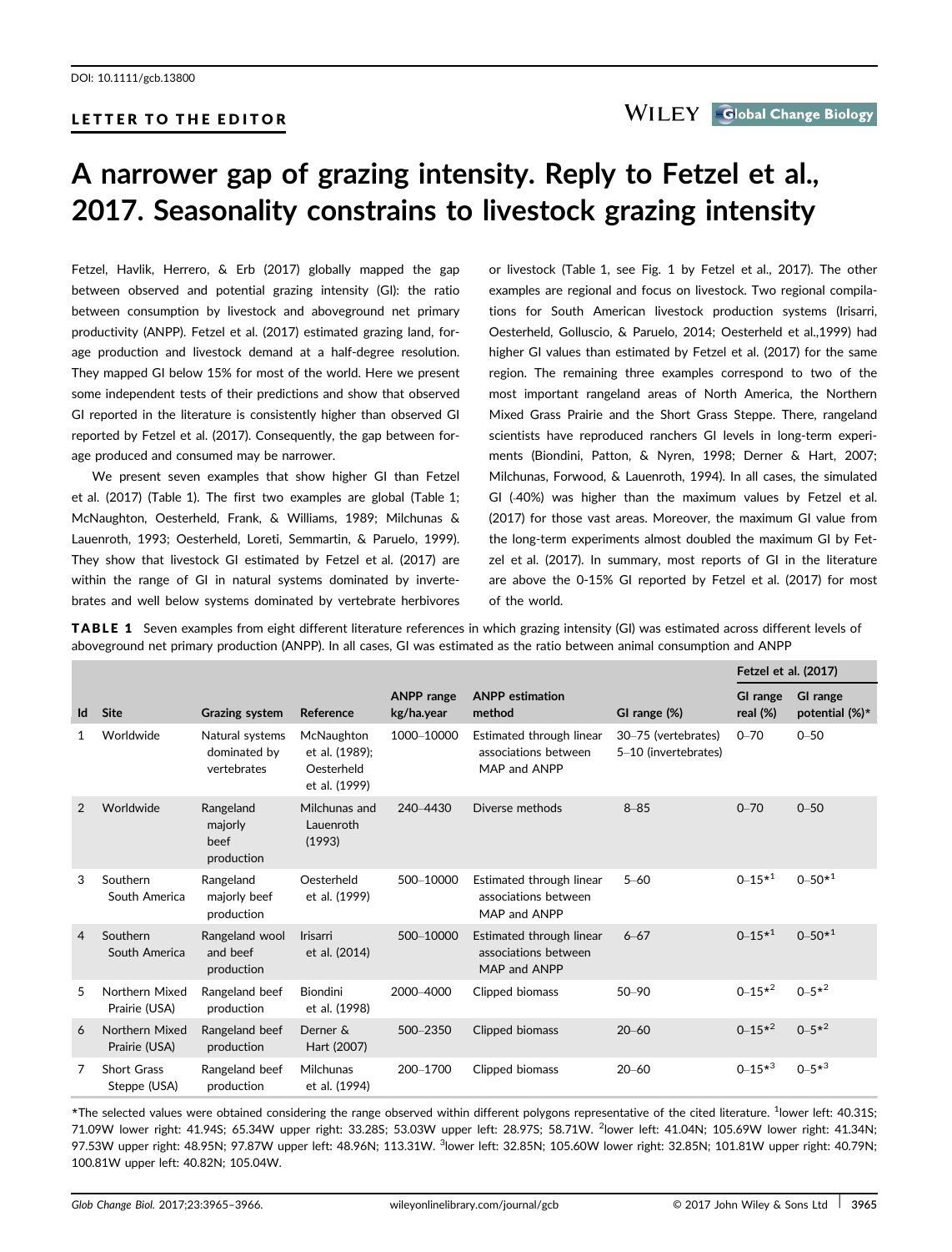DOI: 10.1111/gcb.13800

LETTER TO THE EDITOR

# A narrower gap of grazing intensity. Reply to Fetzel et al., 2017. Seasonality constrains to livestock grazing intensity

Fetzel, Havlik, Herrero, & Erb (2017) globally mapped the gap between observed and potential grazing intensity (GI): the ratio between consumption by livestock and aboveground net primary productivity (ANPP). Fetzel et al. (2017) estimated grazing land, forage production and livestock demand at a half-degree resolution. They mapped GI below 15% for most of the world. Here we present some independent tests of their predictions and show that observed GI reported in the literature is consistently higher than observed GI reported by Fetzel et al. (2017). Consequently, the gap between forage produced and consumed may be narrower.

We present seven examples that show higher GI than Fetzel et al. (2017) (Table 1). The first two examples are global (Table 1; McNaughton, Oesterheld, Frank, & Williams, 1989; Milchunas & Lauenroth, 1993; Oesterheld, Loreti, Semmartin, & Paruelo, 1999). They show that livestock GI estimated by Fetzel et al. (2017) are within the range of GI in natural systems dominated by invertebrates and well below systems dominated by vertebrate herbivores or livestock (Table 1, see Fig. 1 by Fetzel et al., 2017). The other examples are regional and focus on livestock. Two regional compilations for South American livestock production systems (Irisarri, Oesterheld, Golluscio, & Paruelo, 2014; Oesterheld et al.,1999) had higher GI values than estimated by Fetzel et al. (2017) for the same region. The remaining three examples correspond to two of the most important rangeland areas of North America, the Northern Mixed Grass Prairie and the Short Grass Steppe. There, rangeland scientists have reproduced ranchers GI levels in long-term experiments (Biondini, Patton, & Nyren, 1998; Derner & Hart, 2007; Milchunas, Forwood, & Lauenroth, 1994). In all cases, the simulated GI (~40%) was higher than the maximum values by Fetzel et al. (2017) for those vast areas. Moreover, the maximum GI value from the long-term experiments almost doubled the maximum GI by Fetzel et al. (2017). In summary, most reports of GI in the literature are above the 0-15% GI reported by Fetzel et al. (2017) for most of the world.

**TABLE 1** Seven examples from eight different literature references in which grazing intensity (GI) was estimated across different levels of aboveground net primary production (ANPP). In all cases, GI was estimated as the ratio between animal consumption and ANPP

| | | | | | | | Fetzel et al. (2017) | |
|---|---|---|---|---|---|---|---|---|
| Id | Site | Grazing system | Reference | ANPP range kg/ha.year | ANPP estimation method | GI range (%) | GI range real (%) | GI range potential (%)* |
| 1 | Worldwide | Natural systems dominated by vertebrates | McNaughton et al. (1989); Oesterheld et al. (1999) | 1000–10000 | Estimated through linear associations between MAP and ANPP | 30–75 (vertebrates) 5–10 (invertebrates) | 0–70 | 0–50 |
| 2 | Worldwide | Rangeland majorly beef production | Milchunas and Lauenroth (1993) | 240–4430 | Diverse methods | 8–85 | 0–70 | 0–50 |
| 3 | Southern South America | Rangeland majorly beef production | Oesterheld et al. (1999) | 500–10000 | Estimated through linear associations between MAP and ANPP | 5–60 | 0–15*[1] | 0–50*[1] |
| 4 | Southern South America | Rangeland wool and beef production | Irisarri et al. (2014) | 500–10000 | Estimated through linear associations between MAP and ANPP | 6–67 | 0–15*[1] | 0–50*[1] |
| 5 | Northern Mixed Prairie (USA) | Rangeland beef production | Biondini et al. (1998) | 2000–4000 | Clipped biomass | 50–90 | 0–15*[2] | 0–5*[2] |
| 6 | Northern Mixed Prairie (USA) | Rangeland beef production | Derner & Hart (2007) | 500–2350 | Clipped biomass | 20–60 | 0–15*[2] | 0–5*[2] |
| 7 | Short Grass Steppe (USA) | Rangeland beef production | Milchunas et al. (1994) | 200–1700 | Clipped biomass | 20–60 | 0–15*[3] | 0–5*[3] |

*The selected values were obtained considering the range observed within different polygons representative of the cited literature. [1]lower left: 40.31S; 71.09W lower right: 41.94S; 65.34W upper right: 33.28S; 53.03W upper left: 28.97S; 58.71W. [2]lower left: 41.04N; 105.69W lower right: 41.34N; 97.53W upper right: 48.95N; 97.87W upper left: 48.96N; 113.31W. [3]lower left: 32.85N; 105.60W lower right: 32.85N; 101.81W upper right: 40.79N; 100.81W upper left: 40.82N; 105.04W.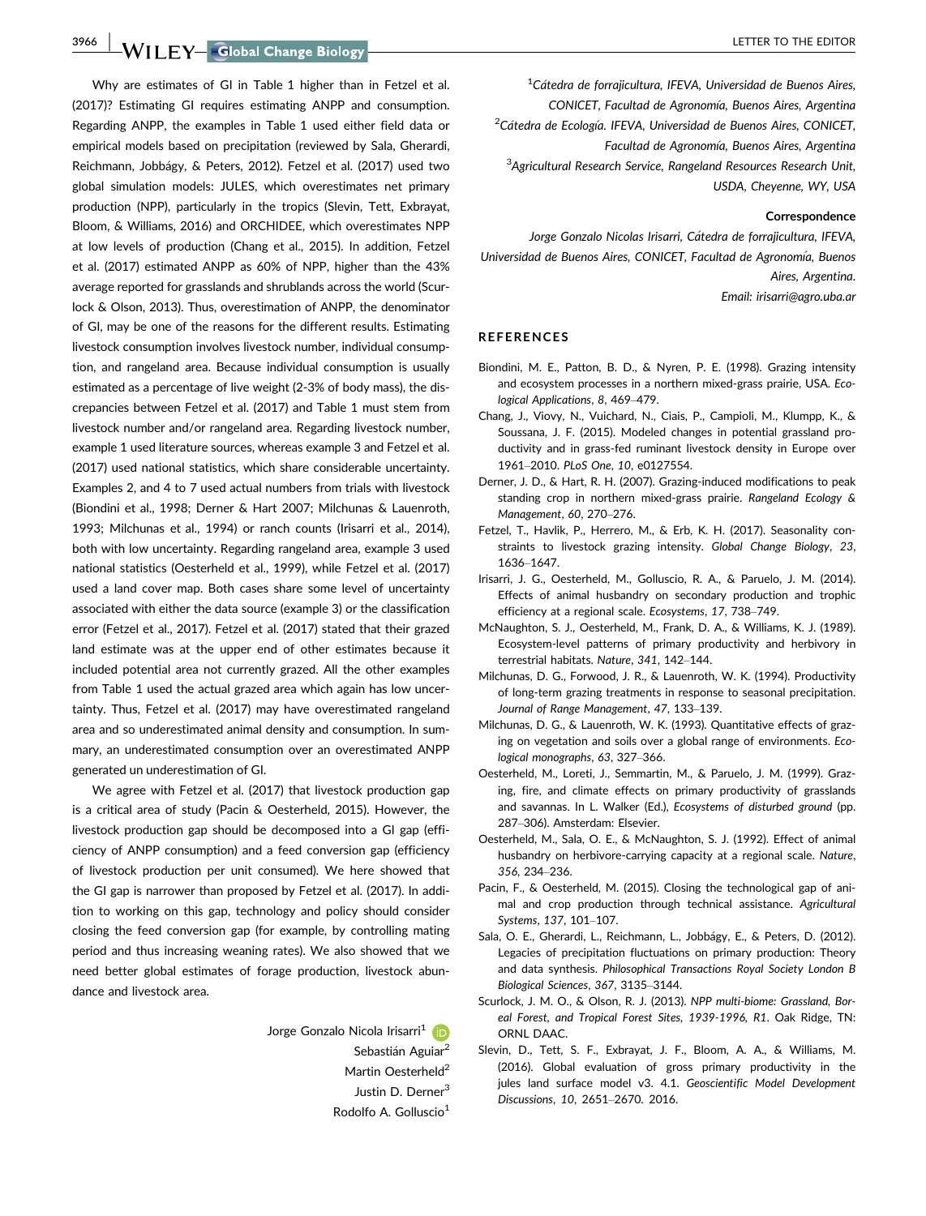Why are estimates of GI in Table 1 higher than in Fetzel et al. (2017)? Estimating GI requires estimating ANPP and consumption. Regarding ANPP, the examples in Table 1 used either field data or empirical models based on precipitation (reviewed by Sala, Gherardi, Reichmann, Jobbágy, & Peters, 2012). Fetzel et al. (2017) used two global simulation models: JULES, which overestimates net primary production (NPP), particularly in the tropics (Slevin, Tett, Exbrayat, Bloom, & Williams, 2016) and ORCHIDEE, which overestimates NPP at low levels of production (Chang et al., 2015). In addition, Fetzel et al. (2017) estimated ANPP as 60% of NPP, higher than the 43% average reported for grasslands and shrublands across the world (Scurlock & Olson, 2013). Thus, overestimation of ANPP, the denominator of GI, may be one of the reasons for the different results. Estimating livestock consumption involves livestock number, individual consumption, and rangeland area. Because individual consumption is usually estimated as a percentage of live weight (2-3% of body mass), the discrepancies between Fetzel et al. (2017) and Table 1 must stem from livestock number and/or rangeland area. Regarding livestock number, example 1 used literature sources, whereas example 3 and Fetzel et al. (2017) used national statistics, which share considerable uncertainty. Examples 2, and 4 to 7 used actual numbers from trials with livestock (Biondini et al., 1998; Derner & Hart 2007; Milchunas & Lauenroth, 1993; Milchunas et al., 1994) or ranch counts (Irisarri et al., 2014), both with low uncertainty. Regarding rangeland area, example 3 used national statistics (Oesterheld et al., 1999), while Fetzel et al. (2017) used a land cover map. Both cases share some level of uncertainty associated with either the data source (example 3) or the classification error (Fetzel et al., 2017). Fetzel et al. (2017) stated that their grazed land estimate was at the upper end of other estimates because it included potential area not currently grazed. All the other examples from Table 1 used the actual grazed area which again has low uncertainty. Thus, Fetzel et al. (2017) may have overestimated rangeland area and so underestimated animal density and consumption. In summary, an underestimated consumption over an overestimated ANPP generated un underestimation of GI.

We agree with Fetzel et al. (2017) that livestock production gap is a critical area of study (Pacin & Oesterheld, 2015). However, the livestock production gap should be decomposed into a GI gap (efficiency of ANPP consumption) and a feed conversion gap (efficiency of livestock production per unit consumed). We here showed that the GI gap is narrower than proposed by Fetzel et al. (2017). In addition to working on this gap, technology and policy should consider closing the feed conversion gap (for example, by controlling mating period and thus increasing weaning rates). We also showed that we need better global estimates of forage production, livestock abundance and livestock area.

Jorge Gonzalo Nicola Irisarri[1]
Sebastián Aguiar[2]
Martin Oesterheld[2]
Justin D. Derner[3]
Rodolfo A. Golluscio[1]

[1]*Cátedra de forrajicultura, IFEVA, Universidad de Buenos Aires, CONICET, Facultad de Agronomía, Buenos Aires, Argentina*
[2]*Cátedra de Ecología. IFEVA, Universidad de Buenos Aires, CONICET, Facultad de Agronomía, Buenos Aires, Argentina*
[3]*Agricultural Research Service, Rangeland Resources Research Unit, USDA, Cheyenne, WY, USA*

**Correspondence**

*Jorge Gonzalo Nicolas Irisarri, Cátedra de forrajicultura, IFEVA, Universidad de Buenos Aires, CONICET, Facultad de Agronomía, Buenos Aires, Argentina.*
*Email: irisarri@agro.uba.ar*

## REFERENCES

Biondini, M. E., Patton, B. D., & Nyren, P. E. (1998). Grazing intensity and ecosystem processes in a northern mixed-grass prairie, USA. *Ecological Applications*, *8*, 469–479.

Chang, J., Viovy, N., Vuichard, N., Ciais, P., Campioli, M., Klumpp, K., & Soussana, J. F. (2015). Modeled changes in potential grassland productivity and in grass-fed ruminant livestock density in Europe over 1961–2010. *PLoS One*, *10*, e0127554.

Derner, J. D., & Hart, R. H. (2007). Grazing-induced modifications to peak standing crop in northern mixed-grass prairie. *Rangeland Ecology & Management*, *60*, 270–276.

Fetzel, T., Havlik, P., Herrero, M., & Erb, K. H. (2017). Seasonality constraints to livestock grazing intensity. *Global Change Biology*, *23*, 1636–1647.

Irisarri, J. G., Oesterheld, M., Golluscio, R. A., & Paruelo, J. M. (2014). Effects of animal husbandry on secondary production and trophic efficiency at a regional scale. *Ecosystems*, *17*, 738–749.

McNaughton, S. J., Oesterheld, M., Frank, D. A., & Williams, K. J. (1989). Ecosystem-level patterns of primary productivity and herbivory in terrestrial habitats. *Nature*, *341*, 142–144.

Milchunas, D. G., Forwood, J. R., & Lauenroth, W. K. (1994). Productivity of long-term grazing treatments in response to seasonal precipitation. *Journal of Range Management*, *47*, 133–139.

Milchunas, D. G., & Lauenroth, W. K. (1993). Quantitative effects of grazing on vegetation and soils over a global range of environments. *Ecological monographs*, *63*, 327–366.

Oesterheld, M., Loreti, J., Semmartin, M., & Paruelo, J. M. (1999). Grazing, fire, and climate effects on primary productivity of grasslands and savannas. In L. Walker (Ed.), *Ecosystems of disturbed ground* (pp. 287–306). Amsterdam: Elsevier.

Oesterheld, M., Sala, O. E., & McNaughton, S. J. (1992). Effect of animal husbandry on herbivore-carrying capacity at a regional scale. *Nature*, *356*, 234–236.

Pacin, F., & Oesterheld, M. (2015). Closing the technological gap of animal and crop production through technical assistance. *Agricultural Systems*, *137*, 101–107.

Sala, O. E., Gherardi, L., Reichmann, L., Jobbágy, E., & Peters, D. (2012). Legacies of precipitation fluctuations on primary production: Theory and data synthesis. *Philosophical Transactions Royal Society London B Biological Sciences*, *367*, 3135–3144.

Scurlock, J. M. O., & Olson, R. J. (2013). *NPP multi-biome: Grassland, Boreal Forest, and Tropical Forest Sites, 1939-1996, R1*. Oak Ridge, TN: ORNL DAAC.

Slevin, D., Tett, S. F., Exbrayat, J. F., Bloom, A. A., & Williams, M. (2016). Global evaluation of gross primary productivity in the jules land surface model v3. 4.1. *Geoscientific Model Development Discussions*, *10*, 2651–2670. 2016.